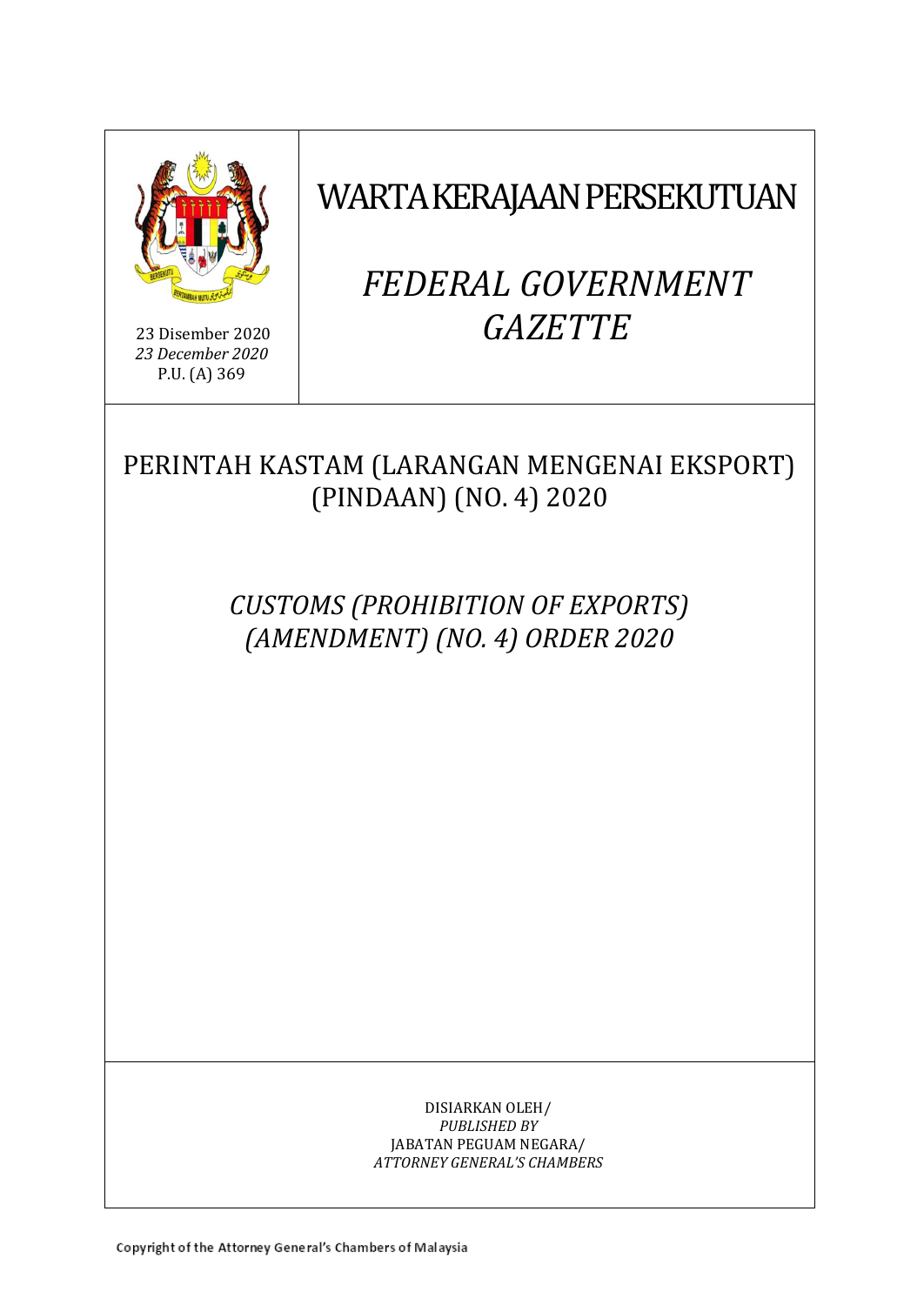23 Disember 2020
*23 December 2020*
P.U. (A) 369

# WARTA KERAJAAN PERSEKUTUAN

# *FEDERAL GOVERNMENT GAZETTE*

## PERINTAH KASTAM (LARANGAN MENGENAI EKSPORT) (PINDAAN) (NO. 4) 2020

## *CUSTOMS (PROHIBITION OF EXPORTS) (AMENDMENT) (NO. 4) ORDER 2020*

DISIARKAN OLEH/
*PUBLISHED BY*
JABATAN PEGUAM NEGARA/
*ATTORNEY GENERAL'S CHAMBERS*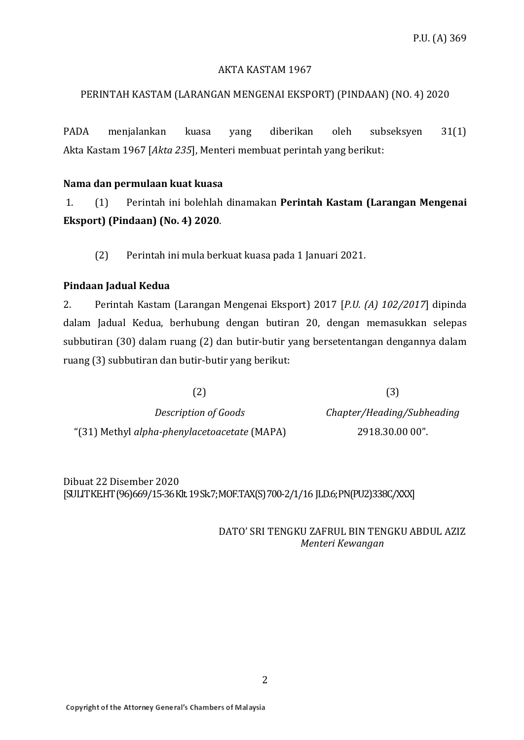P.U. (A) 369

AKTA KASTAM 1967

PERINTAH KASTAM (LARANGAN MENGENAI EKSPORT) (PINDAAN) (NO. 4) 2020

PADA menjalankan kuasa yang diberikan oleh subseksyen 31(1) Akta Kastam 1967 [*Akta 235*], Menteri membuat perintah yang berikut:

**Nama dan permulaan kuat kuasa**

1. (1) Perintah ini bolehlah dinamakan **Perintah Kastam (Larangan Mengenai Eksport) (Pindaan) (No. 4) 2020**.

(2) Perintah ini mula berkuat kuasa pada 1 Januari 2021.

**Pindaan Jadual Kedua**

2. Perintah Kastam (Larangan Mengenai Eksport) 2017 [*P.U. (A) 102/2017*] dipinda dalam Jadual Kedua, berhubung dengan butiran 20, dengan memasukkan selepas subbutiran (30) dalam ruang (2) dan butir-butir yang bersetentangan dengannya dalam ruang (3) subbutiran dan butir-butir yang berikut:

| (2) | (3) |
|---|---|
| *Description of Goods* | *Chapter/Heading/Subheading* |
| "(31) Methyl *alpha-phenylacetoacetate* (MAPA) | 2918.30.00 00". |

Dibuat 22 Disember 2020
[SULIT KE.HT (96)669/15-36 Klt. 19 Sk.7; MOF.TAX(S) 700-2/1/16 JLD.6; PN(PU2)338C/XXX]

DATO' SRI TENGKU ZAFRUL BIN TENGKU ABDUL AZIZ
*Menteri Kewangan*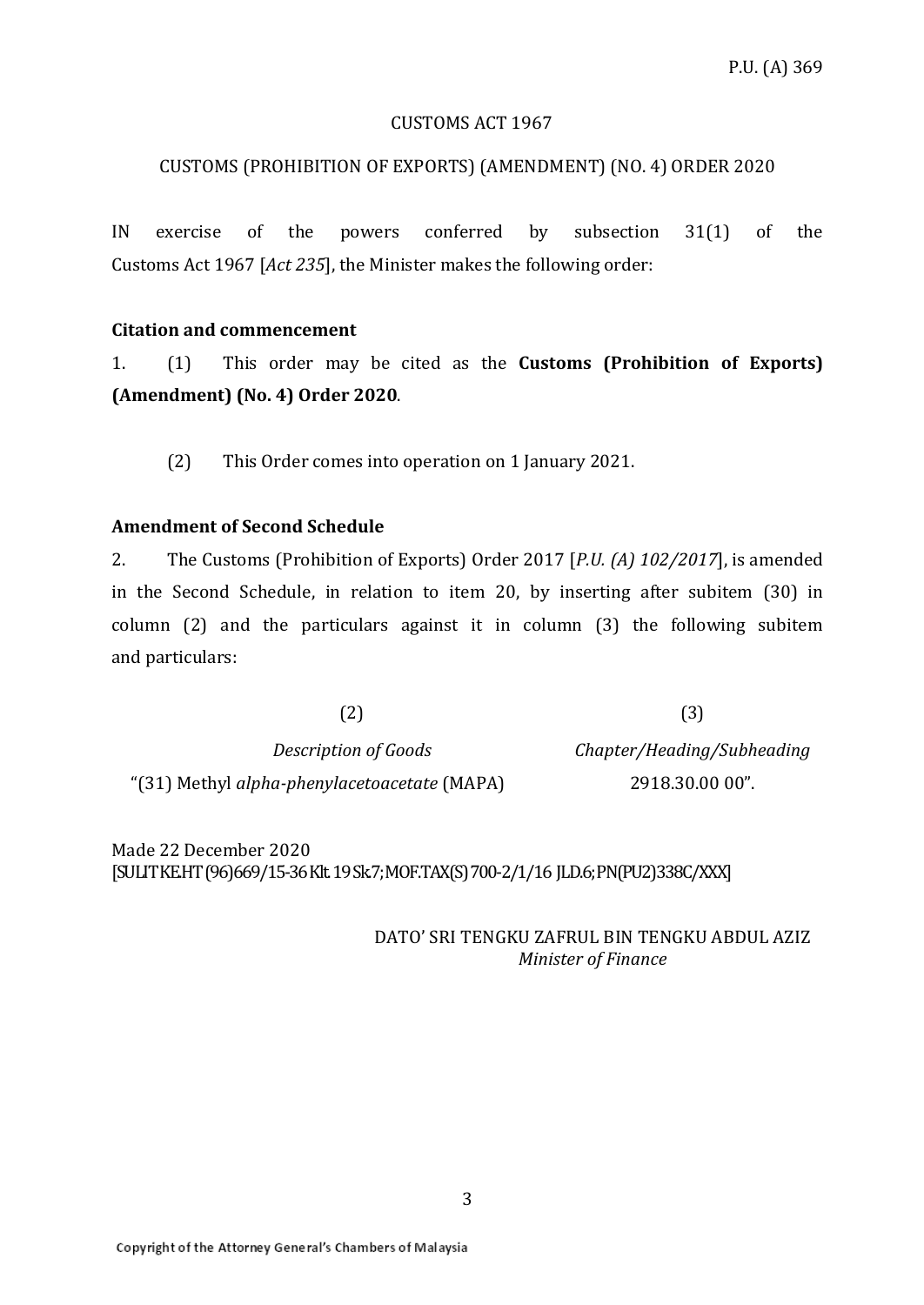P.U. (A) 369

CUSTOMS ACT 1967

CUSTOMS (PROHIBITION OF EXPORTS) (AMENDMENT) (NO. 4) ORDER 2020

IN exercise of the powers conferred by subsection 31(1) of the Customs Act 1967 [*Act 235*], the Minister makes the following order:

**Citation and commencement**

1. (1) This order may be cited as the **Customs (Prohibition of Exports) (Amendment) (No. 4) Order 2020**.

(2) This Order comes into operation on 1 January 2021.

**Amendment of Second Schedule**

2. The Customs (Prohibition of Exports) Order 2017 [*P.U. (A) 102/2017*], is amended in the Second Schedule, in relation to item 20, by inserting after subitem (30) in column (2) and the particulars against it in column (3) the following subitem and particulars:

| (2) | (3) |
|---|---|
| *Description of Goods* | *Chapter/Heading/Subheading* |
| "(31) Methyl *alpha-phenylacetoacetate* (MAPA) | 2918.30.00 00". |

Made 22 December 2020
[SULITKE.HT (96)669/15-36 Klt. 19 Sk.7; MOF.TAX(S) 700-2/1/16 JLD.6; PN(PU2)338C/XXX]

DATO' SRI TENGKU ZAFRUL BIN TENGKU ABDUL AZIZ
*Minister of Finance*

Copyright of the Attorney General's Chambers of Malaysia